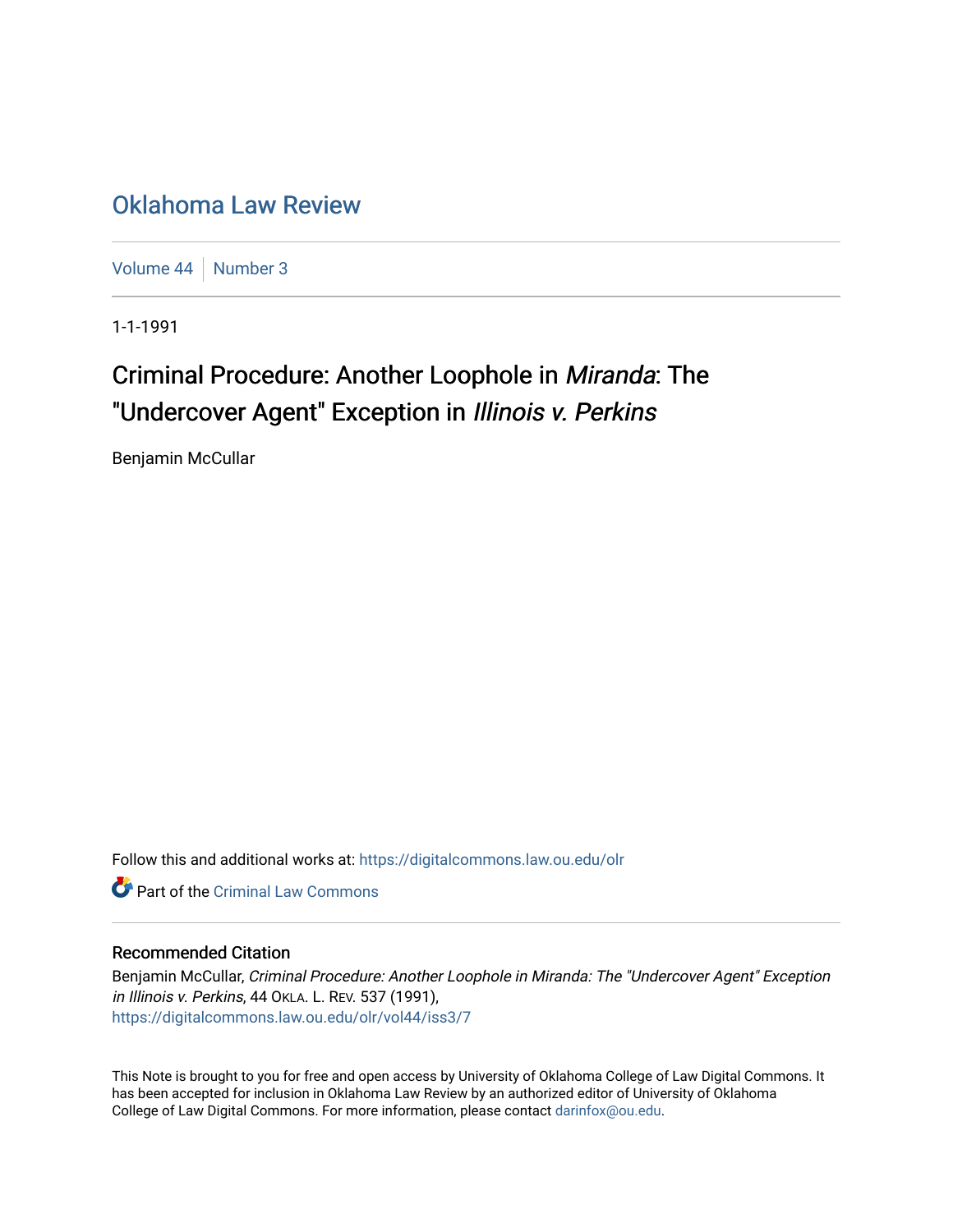# Oklahoma Law Review

Volume 44 | Number 3

1-1-1991

## Criminal Procedure: Another Loophole in *Miranda*: The "Undercover Agent" Exception in *Illinois v. Perkins*

Benjamin McCullar

Follow this and additional works at: https://digitalcommons.law.ou.edu/olr

Part of the Criminal Law Commons

### Recommended Citation

Benjamin McCullar, *Criminal Procedure: Another Loophole in Miranda: The "Undercover Agent" Exception in Illinois v. Perkins*, 44 OKLA. L. REV. 537 (1991),
https://digitalcommons.law.ou.edu/olr/vol44/iss3/7

This Note is brought to you for free and open access by University of Oklahoma College of Law Digital Commons. It has been accepted for inclusion in Oklahoma Law Review by an authorized editor of University of Oklahoma College of Law Digital Commons. For more information, please contact darinfox@ou.edu.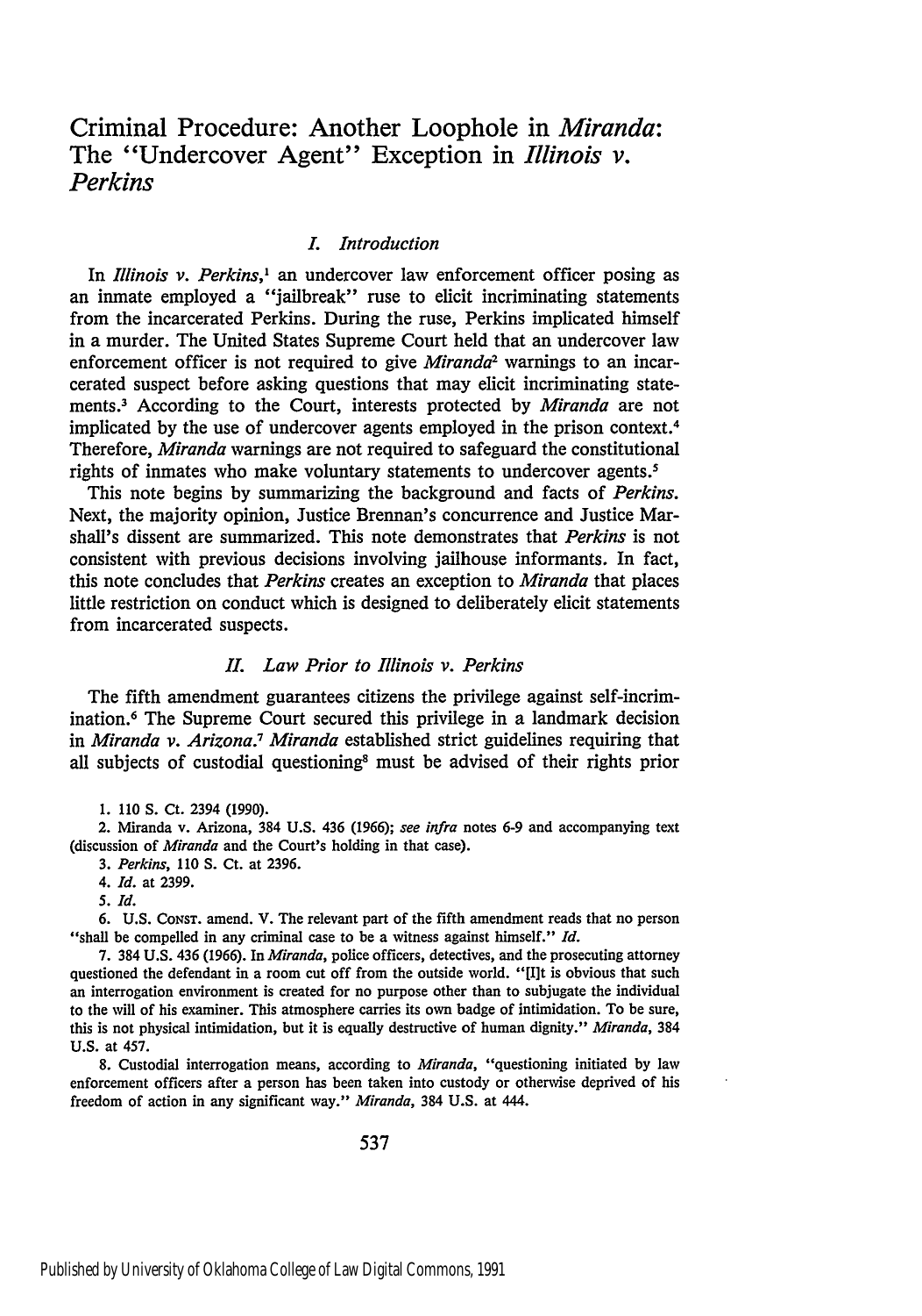# Criminal Procedure: Another Loophole in *Miranda*: The "Undercover Agent" Exception in *Illinois v. Perkins*

## *I. Introduction*

In *Illinois v. Perkins*,[1] an undercover law enforcement officer posing as an inmate employed a "jailbreak" ruse to elicit incriminating statements from the incarcerated Perkins. During the ruse, Perkins implicated himself in a murder. The United States Supreme Court held that an undercover law enforcement officer is not required to give *Miranda*[2] warnings to an incarcerated suspect before asking questions that may elicit incriminating statements.[3] According to the Court, interests protected by *Miranda* are not implicated by the use of undercover agents employed in the prison context.[4] Therefore, *Miranda* warnings are not required to safeguard the constitutional rights of inmates who make voluntary statements to undercover agents.[5]

This note begins by summarizing the background and facts of *Perkins*. Next, the majority opinion, Justice Brennan's concurrence and Justice Marshall's dissent are summarized. This note demonstrates that *Perkins* is not consistent with previous decisions involving jailhouse informants. In fact, this note concludes that *Perkins* creates an exception to *Miranda* that places little restriction on conduct which is designed to deliberately elicit statements from incarcerated suspects.

## *II. Law Prior to Illinois v. Perkins*

The fifth amendment guarantees citizens the privilege against self-incrimination.[6] The Supreme Court secured this privilege in a landmark decision in *Miranda v. Arizona*.[7] *Miranda* established strict guidelines requiring that all subjects of custodial questioning[8] must be advised of their rights prior

1. 110 S. Ct. 2394 (1990).

2. Miranda v. Arizona, 384 U.S. 436 (1966); *see infra* notes 6-9 and accompanying text (discussion of *Miranda* and the Court's holding in that case).

3. *Perkins*, 110 S. Ct. at 2396.

4. *Id.* at 2399.

5. *Id.*

6. U.S. CONST. amend. V. The relevant part of the fifth amendment reads that no person "shall be compelled in any criminal case to be a witness against himself." *Id.*

7. 384 U.S. 436 (1966). In *Miranda*, police officers, detectives, and the prosecuting attorney questioned the defendant in a room cut off from the outside world. "[I]t is obvious that such an interrogation environment is created for no purpose other than to subjugate the individual to the will of his examiner. This atmosphere carries its own badge of intimidation. To be sure, this is not physical intimidation, but it is equally destructive of human dignity." *Miranda*, 384 U.S. at 457.

8. Custodial interrogation means, according to *Miranda*, "questioning initiated by law enforcement officers after a person has been taken into custody or otherwise deprived of his freedom of action in any significant way." *Miranda*, 384 U.S. at 444.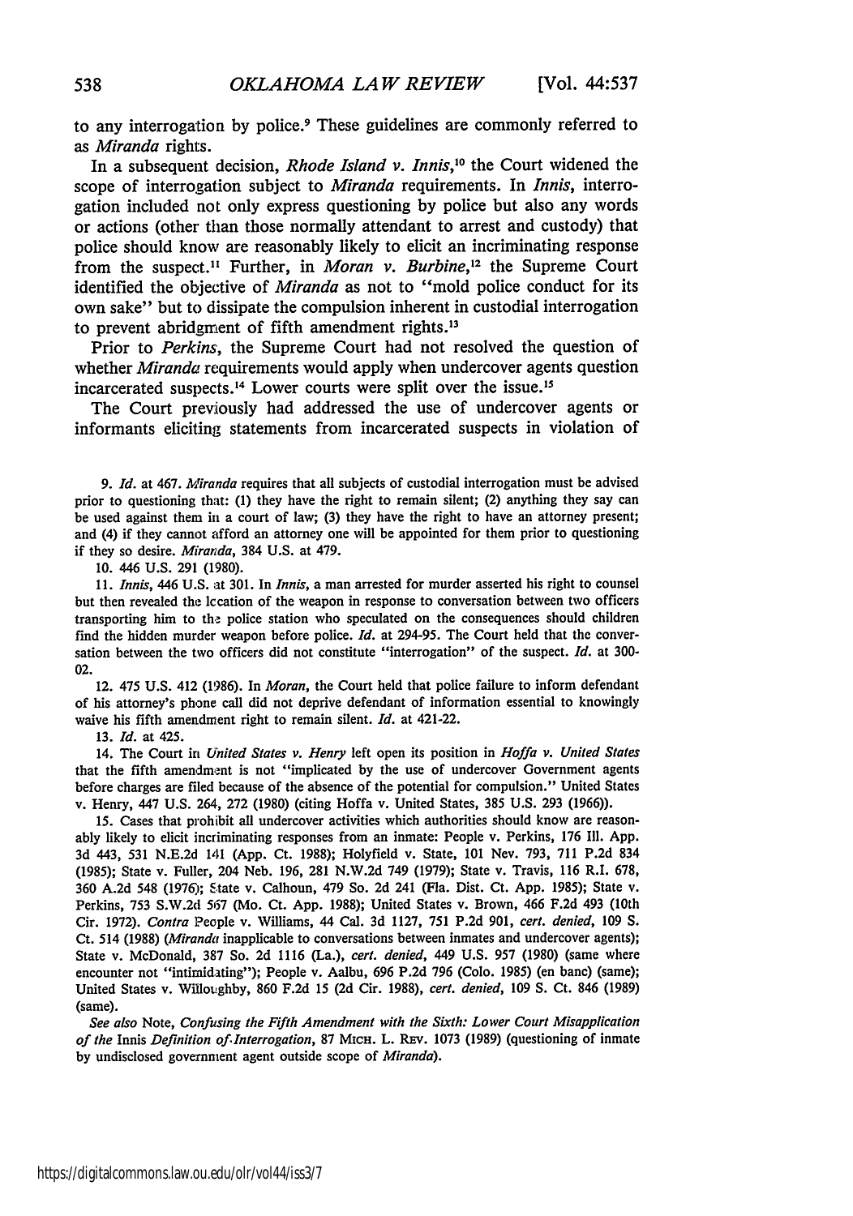to any interrogation by police.[9] These guidelines are commonly referred to as *Miranda* rights.

In a subsequent decision, *Rhode Island v. Innis*,[10] the Court widened the scope of interrogation subject to *Miranda* requirements. In *Innis*, interrogation included not only express questioning by police but also any words or actions (other than those normally attendant to arrest and custody) that police should know are reasonably likely to elicit an incriminating response from the suspect.[11] Further, in *Moran v. Burbine*,[12] the Supreme Court identified the objective of *Miranda* as not to "mold police conduct for its own sake" but to dissipate the compulsion inherent in custodial interrogation to prevent abridgment of fifth amendment rights.[13]

Prior to *Perkins*, the Supreme Court had not resolved the question of whether *Miranda* requirements would apply when undercover agents question incarcerated suspects.[14] Lower courts were split over the issue.[15]

The Court previously had addressed the use of undercover agents or informants eliciting statements from incarcerated suspects in violation of

---

9. *Id.* at 467. *Miranda* requires that all subjects of custodial interrogation must be advised prior to questioning that: (1) they have the right to remain silent; (2) anything they say can be used against them in a court of law; (3) they have the right to have an attorney present; and (4) if they cannot afford an attorney one will be appointed for them prior to questioning if they so desire. *Miranda*, 384 U.S. at 479.

10. 446 U.S. 291 (1980).

11. *Innis*, 446 U.S. at 301. In *Innis*, a man arrested for murder asserted his right to counsel but then revealed the location of the weapon in response to conversation between two officers transporting him to the police station who speculated on the consequences should children find the hidden murder weapon before police. *Id.* at 294-95. The Court held that the conversation between the two officers did not constitute "interrogation" of the suspect. *Id.* at 300-02.

12. 475 U.S. 412 (1986). In *Moran*, the Court held that police failure to inform defendant of his attorney's phone call did not deprive defendant of information essential to knowingly waive his fifth amendment right to remain silent. *Id.* at 421-22.

13. *Id.* at 425.

14. The Court in *United States v. Henry* left open its position in *Hoffa v. United States* that the fifth amendment is not "implicated by the use of undercover Government agents before charges are filed because of the absence of the potential for compulsion." United States v. Henry, 447 U.S. 264, 272 (1980) (citing Hoffa v. United States, 385 U.S. 293 (1966)).

15. Cases that prohibit all undercover activities which authorities should know are reasonably likely to elicit incriminating responses from an inmate: People v. Perkins, 176 Ill. App. 3d 443, 531 N.E.2d 141 (App. Ct. 1988); Holyfield v. State, 101 Nev. 793, 711 P.2d 834 (1985); State v. Fuller, 204 Neb. 196, 281 N.W.2d 749 (1979); State v. Travis, 116 R.I. 678, 360 A.2d 548 (1976); State v. Calhoun, 479 So. 2d 241 (Fla. Dist. Ct. App. 1985); State v. Perkins, 753 S.W.2d 567 (Mo. Ct. App. 1988); United States v. Brown, 466 F.2d 493 (10th Cir. 1972). *Contra* People v. Williams, 44 Cal. 3d 1127, 751 P.2d 901, *cert. denied*, 109 S. Ct. 514 (1988) (*Miranda* inapplicable to conversations between inmates and undercover agents); State v. McDonald, 387 So. 2d 1116 (La.), *cert. denied*, 449 U.S. 957 (1980) (same where encounter not "intimidating"); People v. Aalbu, 696 P.2d 796 (Colo. 1985) (en banc) (same); United States v. Willoughby, 860 F.2d 15 (2d Cir. 1988), *cert. denied*, 109 S. Ct. 846 (1989) (same).

*See also* Note, *Confusing the Fifth Amendment with the Sixth: Lower Court Misapplication of the* Innis *Definition of Interrogation*, 87 MICH. L. REV. 1073 (1989) (questioning of inmate by undisclosed government agent outside scope of *Miranda*).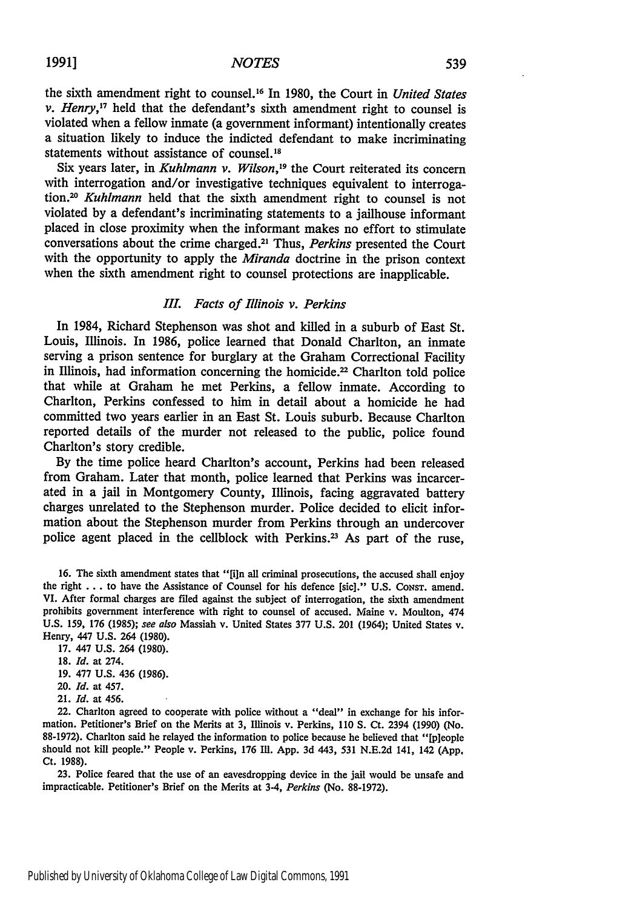the sixth amendment right to counsel.[16] In 1980, the Court in *United States v. Henry*,[17] held that the defendant's sixth amendment right to counsel is violated when a fellow inmate (a government informant) intentionally creates a situation likely to induce the indicted defendant to make incriminating statements without assistance of counsel.[18]

Six years later, in *Kuhlmann v. Wilson*,[19] the Court reiterated its concern with interrogation and/or investigative techniques equivalent to interrogation.[20] *Kuhlmann* held that the sixth amendment right to counsel is not violated by a defendant's incriminating statements to a jailhouse informant placed in close proximity when the informant makes no effort to stimulate conversations about the crime charged.[21] Thus, *Perkins* presented the Court with the opportunity to apply the *Miranda* doctrine in the prison context when the sixth amendment right to counsel protections are inapplicable.

### *III. Facts of Illinois v. Perkins*

In 1984, Richard Stephenson was shot and killed in a suburb of East St. Louis, Illinois. In 1986, police learned that Donald Charlton, an inmate serving a prison sentence for burglary at the Graham Correctional Facility in Illinois, had information concerning the homicide.[22] Charlton told police that while at Graham he met Perkins, a fellow inmate. According to Charlton, Perkins confessed to him in detail about a homicide he had committed two years earlier in an East St. Louis suburb. Because Charlton reported details of the murder not released to the public, police found Charlton's story credible.

By the time police heard Charlton's account, Perkins had been released from Graham. Later that month, police learned that Perkins was incarcerated in a jail in Montgomery County, Illinois, facing aggravated battery charges unrelated to the Stephenson murder. Police decided to elicit information about the Stephenson murder from Perkins through an undercover police agent placed in the cellblock with Perkins.[23] As part of the ruse,

16. The sixth amendment states that "[i]n all criminal prosecutions, the accused shall enjoy the right . . . to have the Assistance of Counsel for his defence [sic]." U.S. CONST. amend. VI. After formal charges are filed against the subject of interrogation, the sixth amendment prohibits government interference with right to counsel of accused. Maine v. Moulton, 474 U.S. 159, 176 (1985); *see also* Massiah v. United States 377 U.S. 201 (1964); United States v. Henry, 447 U.S. 264 (1980).

17. 447 U.S. 264 (1980).

18. *Id.* at 274.

19. 477 U.S. 436 (1986).

20. *Id.* at 457.

21. *Id.* at 456.

22. Charlton agreed to cooperate with police without a "deal" in exchange for his information. Petitioner's Brief on the Merits at 3, Illinois v. Perkins, 110 S. Ct. 2394 (1990) (No. 88-1972). Charlton said he relayed the information to police because he believed that "[p]eople should not kill people." People v. Perkins, 176 Ill. App. 3d 443, 531 N.E.2d 141, 142 (App. Ct. 1988).

23. Police feared that the use of an eavesdropping device in the jail would be unsafe and impracticable. Petitioner's Brief on the Merits at 3-4, *Perkins* (No. 88-1972).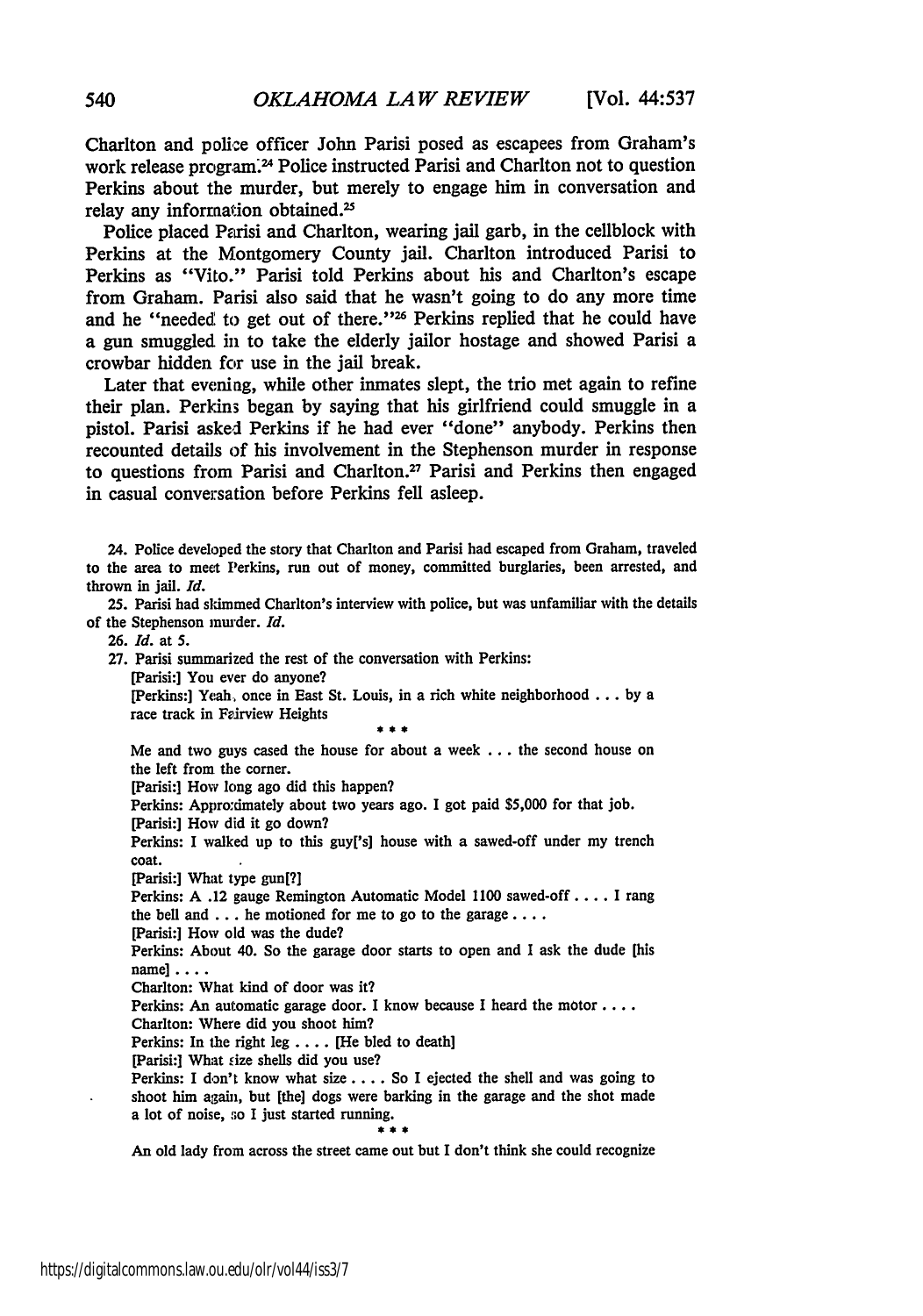Charlton and police officer John Parisi posed as escapees from Graham's work release program.[24] Police instructed Parisi and Charlton not to question Perkins about the murder, but merely to engage him in conversation and relay any information obtained.[25]

Police placed Parisi and Charlton, wearing jail garb, in the cellblock with Perkins at the Montgomery County jail. Charlton introduced Parisi to Perkins as "Vito." Parisi told Perkins about his and Charlton's escape from Graham. Parisi also said that he wasn't going to do any more time and he "needed to get out of there."[26] Perkins replied that he could have a gun smuggled in to take the elderly jailor hostage and showed Parisi a crowbar hidden for use in the jail break.

Later that evening, while other inmates slept, the trio met again to refine their plan. Perkins began by saying that his girlfriend could smuggle in a pistol. Parisi asked Perkins if he had ever "done" anybody. Perkins then recounted details of his involvement in the Stephenson murder in response to questions from Parisi and Charlton.[27] Parisi and Perkins then engaged in casual conversation before Perkins fell asleep.

---

24. Police developed the story that Charlton and Parisi had escaped from Graham, traveled to the area to meet Perkins, run out of money, committed burglaries, been arrested, and thrown in jail. *Id.*

25. Parisi had skimmed Charlton's interview with police, but was unfamiliar with the details of the Stephenson murder. *Id.*

26. *Id.* at 5.

27. Parisi summarized the rest of the conversation with Perkins:

> [Parisi:] You ever do anyone?
>
> [Perkins:] Yeah, once in East St. Louis, in a rich white neighborhood . . . by a race track in Fairview Heights
>
> \* \* \*
>
> Me and two guys cased the house for about a week . . . the second house on the left from the corner.
>
> [Parisi:] How long ago did this happen?
>
> Perkins: Approximately about two years ago. I got paid $5,000 for that job.
>
> [Parisi:] How did it go down?
>
> Perkins: I walked up to this guy['s] house with a sawed-off under my trench coat.
>
> [Parisi:] What type gun[?]
>
> Perkins: A .12 gauge Remington Automatic Model 1100 sawed-off . . . . I rang the bell and . . . he motioned for me to go to the garage . . . .
>
> [Parisi:] How old was the dude?
>
> Perkins: About 40. So the garage door starts to open and I ask the dude [his name] . . . .
>
> Charlton: What kind of door was it?
>
> Perkins: An automatic garage door. I know because I heard the motor . . . .
>
> Charlton: Where did you shoot him?
>
> Perkins: In the right leg . . . . [He bled to death]
>
> [Parisi:] What size shells did you use?
>
> Perkins: I don't know what size . . . . So I ejected the shell and was going to shoot him again, but [the] dogs were barking in the garage and the shot made a lot of noise, so I just started running.
>
> \* \* \*
>
> An old lady from across the street came out but I don't think she could recognize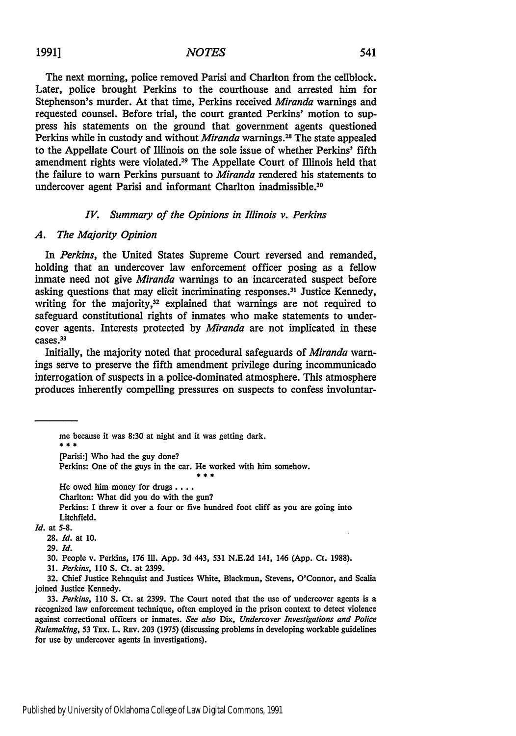The next morning, police removed Parisi and Charlton from the cellblock. Later, police brought Perkins to the courthouse and arrested him for Stephenson's murder. At that time, Perkins received *Miranda* warnings and requested counsel. Before trial, the court granted Perkins' motion to suppress his statements on the ground that government agents questioned Perkins while in custody and without *Miranda* warnings.[28] The state appealed to the Appellate Court of Illinois on the sole issue of whether Perkins' fifth amendment rights were violated.[29] The Appellate Court of Illinois held that the failure to warn Perkins pursuant to *Miranda* rendered his statements to undercover agent Parisi and informant Charlton inadmissible.[30]

### *IV. Summary of the Opinions in Illinois v. Perkins*

#### *A. The Majority Opinion*

In *Perkins*, the United States Supreme Court reversed and remanded, holding that an undercover law enforcement officer posing as a fellow inmate need not give *Miranda* warnings to an incarcerated suspect before asking questions that may elicit incriminating responses.[31] Justice Kennedy, writing for the majority,[32] explained that warnings are not required to safeguard constitutional rights of inmates who make statements to undercover agents. Interests protected by *Miranda* are not implicated in these cases.[33]

Initially, the majority noted that procedural safeguards of *Miranda* warnings serve to preserve the fifth amendment privilege during incommunicado interrogation of suspects in a police-dominated atmosphere. This atmosphere produces inherently compelling pressures on suspects to confess involuntar-

---

me because it was 8:30 at night and it was getting dark.

\* \* \*

[Parisi:] Who had the guy done?

Perkins: One of the guys in the car. He worked with him somehow.

\* \* \*

He owed him money for drugs . . . .

Charlton: What did you do with the gun?

Perkins: I threw it over a four or five hundred foot cliff as you are going into Litchfield.

*Id.* at 5-8.

28. *Id.* at 10.

29. *Id.*

30. People v. Perkins, 176 Ill. App. 3d 443, 531 N.E.2d 141, 146 (App. Ct. 1988).

31. *Perkins*, 110 S. Ct. at 2399.

32. Chief Justice Rehnquist and Justices White, Blackmun, Stevens, O'Connor, and Scalia joined Justice Kennedy.

33. *Perkins*, 110 S. Ct. at 2399. The Court noted that the use of undercover agents is a recognized law enforcement technique, often employed in the prison context to detect violence against correctional officers or inmates. *See also* Dix, *Undercover Investigations and Police Rulemaking*, 53 TEX. L. REV. 203 (1975) (discussing problems in developing workable guidelines for use by undercover agents in investigations).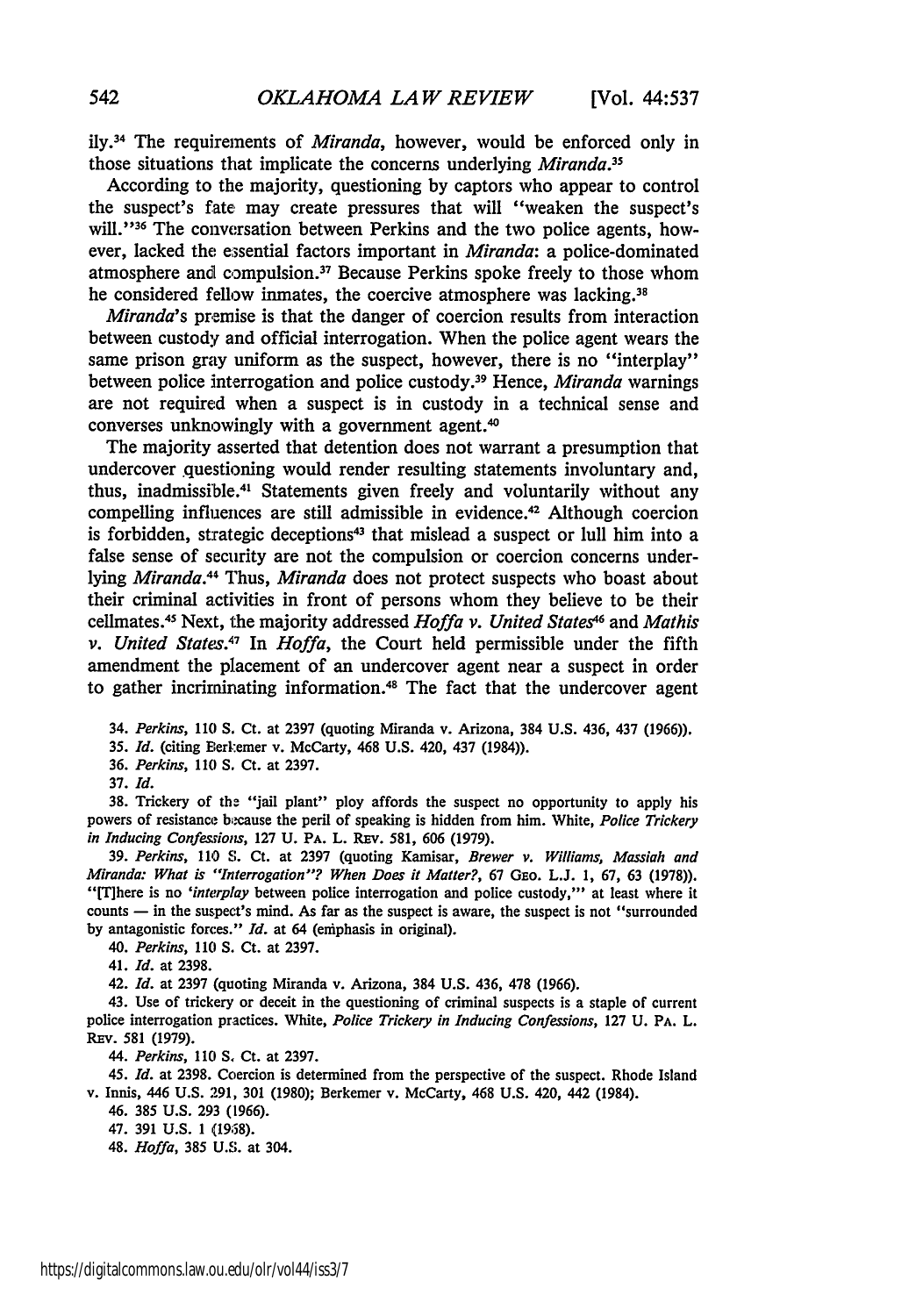ily.[34] The requirements of *Miranda*, however, would be enforced only in those situations that implicate the concerns underlying *Miranda*.[35]

According to the majority, questioning by captors who appear to control the suspect's fate may create pressures that will "weaken the suspect's will."[36] The conversation between Perkins and the two police agents, however, lacked the essential factors important in *Miranda*: a police-dominated atmosphere and compulsion.[37] Because Perkins spoke freely to those whom he considered fellow inmates, the coercive atmosphere was lacking.[38]

*Miranda*'s premise is that the danger of coercion results from interaction between custody and official interrogation. When the police agent wears the same prison gray uniform as the suspect, however, there is no "interplay" between police interrogation and police custody.[39] Hence, *Miranda* warnings are not required when a suspect is in custody in a technical sense and converses unknowingly with a government agent.[40]

The majority asserted that detention does not warrant a presumption that undercover questioning would render resulting statements involuntary and, thus, inadmissible.[41] Statements given freely and voluntarily without any compelling influences are still admissible in evidence.[42] Although coercion is forbidden, strategic deceptions[43] that mislead a suspect or lull him into a false sense of security are not the compulsion or coercion concerns underlying *Miranda*.[44] Thus, *Miranda* does not protect suspects who boast about their criminal activities in front of persons whom they believe to be their cellmates.[45] Next, the majority addressed *Hoffa v. United States*[46] and *Mathis v. United States*.[47] In *Hoffa*, the Court held permissible under the fifth amendment the placement of an undercover agent near a suspect in order to gather incriminating information.[48] The fact that the undercover agent

34. *Perkins*, 110 S. Ct. at 2397 (quoting Miranda v. Arizona, 384 U.S. 436, 437 (1966)).

35. *Id.* (citing Berkemer v. McCarty, 468 U.S. 420, 437 (1984)).

36. *Perkins*, 110 S. Ct. at 2397.

37. *Id.*

38. Trickery of the "jail plant" ploy affords the suspect no opportunity to apply his powers of resistance because the peril of speaking is hidden from him. White, *Police Trickery in Inducing Confessions*, 127 U. PA. L. REV. 581, 606 (1979).

39. *Perkins*, 110 S. Ct. at 2397 (quoting Kamisar, *Brewer v. Williams, Massiah and Miranda: What is "Interrogation"? When Does it Matter?*, 67 GEO. L.J. 1, 67, 63 (1978)). "[T]here is no '*interplay* between police interrogation and police custody,'" at least where it counts — in the suspect's mind. As far as the suspect is aware, the suspect is not "surrounded by antagonistic forces." *Id.* at 64 (emphasis in original).

40. *Perkins*, 110 S. Ct. at 2397.

41. *Id.* at 2398.

42. *Id.* at 2397 (quoting Miranda v. Arizona, 384 U.S. 436, 478 (1966).

43. Use of trickery or deceit in the questioning of criminal suspects is a staple of current police interrogation practices. White, *Police Trickery in Inducing Confessions*, 127 U. PA. L. REV. 581 (1979).

44. *Perkins*, 110 S. Ct. at 2397.

45. *Id.* at 2398. Coercion is determined from the perspective of the suspect. Rhode Island v. Innis, 446 U.S. 291, 301 (1980); Berkemer v. McCarty, 468 U.S. 420, 442 (1984).

46. 385 U.S. 293 (1966).

47. 391 U.S. 1 (1968).

48. *Hoffa*, 385 U.S. at 304.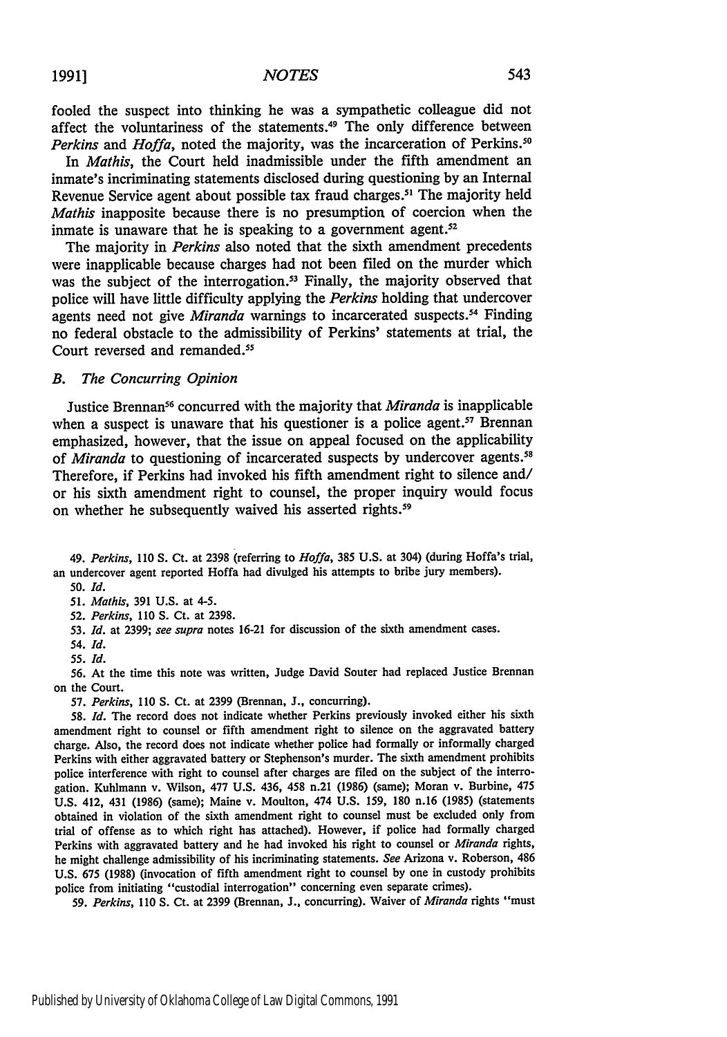fooled the suspect into thinking he was a sympathetic colleague did not affect the voluntariness of the statements.[49] The only difference between *Perkins* and *Hoffa*, noted the majority, was the incarceration of Perkins.[50]

In *Mathis*, the Court held inadmissible under the fifth amendment an inmate's incriminating statements disclosed during questioning by an Internal Revenue Service agent about possible tax fraud charges.[51] The majority held *Mathis* inapposite because there is no presumption of coercion when the inmate is unaware that he is speaking to a government agent.[52]

The majority in *Perkins* also noted that the sixth amendment precedents were inapplicable because charges had not been filed on the murder which was the subject of the interrogation.[53] Finally, the majority observed that police will have little difficulty applying the *Perkins* holding that undercover agents need not give *Miranda* warnings to incarcerated suspects.[54] Finding no federal obstacle to the admissibility of Perkins' statements at trial, the Court reversed and remanded.[55]

### *B. The Concurring Opinion*

Justice Brennan[56] concurred with the majority that *Miranda* is inapplicable when a suspect is unaware that his questioner is a police agent.[57] Brennan emphasized, however, that the issue on appeal focused on the applicability of *Miranda* to questioning of incarcerated suspects by undercover agents.[58] Therefore, if Perkins had invoked his fifth amendment right to silence and/or his sixth amendment right to counsel, the proper inquiry would focus on whether he subsequently waived his asserted rights.[59]

---

49. *Perkins*, 110 S. Ct. at 2398 (referring to *Hoffa*, 385 U.S. at 304) (during Hoffa's trial, an undercover agent reported Hoffa had divulged his attempts to bribe jury members).

50. *Id.*

51. *Mathis*, 391 U.S. at 4-5.

52. *Perkins*, 110 S. Ct. at 2398.

53. *Id.* at 2399; *see supra* notes 16-21 for discussion of the sixth amendment cases.

54. *Id.*

55. *Id.*

56. At the time this note was written, Judge David Souter had replaced Justice Brennan on the Court.

57. *Perkins*, 110 S. Ct. at 2399 (Brennan, J., concurring).

58. *Id.* The record does not indicate whether Perkins previously invoked either his sixth amendment right to counsel or fifth amendment right to silence on the aggravated battery charge. Also, the record does not indicate whether police had formally or informally charged Perkins with either aggravated battery or Stephenson's murder. The sixth amendment prohibits police interference with right to counsel after charges are filed on the subject of the interrogation. Kuhlmann v. Wilson, 477 U.S. 436, 458 n.21 (1986) (same); Moran v. Burbine, 475 U.S. 412, 431 (1986) (same); Maine v. Moulton, 474 U.S. 159, 180 n.16 (1985) (statements obtained in violation of the sixth amendment right to counsel must be excluded only from trial of offense as to which right has attached). However, if police had formally charged Perkins with aggravated battery and he had invoked his right to counsel or *Miranda* rights, he might challenge admissibility of his incriminating statements. *See* Arizona v. Roberson, 486 U.S. 675 (1988) (invocation of fifth amendment right to counsel by one in custody prohibits police from initiating "custodial interrogation" concerning even separate crimes).

59. *Perkins*, 110 S. Ct. at 2399 (Brennan, J., concurring). Waiver of *Miranda* rights "must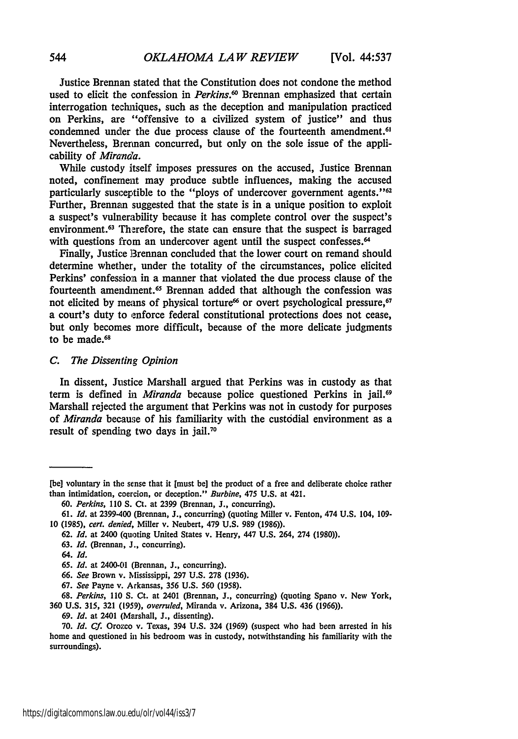Justice Brennan stated that the Constitution does not condone the method used to elicit the confession in *Perkins*.[60] Brennan emphasized that certain interrogation techniques, such as the deception and manipulation practiced on Perkins, are "offensive to a civilized system of justice" and thus condemned under the due process clause of the fourteenth amendment.[61] Nevertheless, Brennan concurred, but only on the sole issue of the applicability of *Miranda*.

While custody itself imposes pressures on the accused, Justice Brennan noted, confinement may produce subtle influences, making the accused particularly susceptible to the "ploys of undercover government agents."[62] Further, Brennan suggested that the state is in a unique position to exploit a suspect's vulnerability because it has complete control over the suspect's environment.[63] Therefore, the state can ensure that the suspect is barraged with questions from an undercover agent until the suspect confesses.[64]

Finally, Justice Brennan concluded that the lower court on remand should determine whether, under the totality of the circumstances, police elicited Perkins' confession in a manner that violated the due process clause of the fourteenth amendment.[65] Brennan added that although the confession was not elicited by means of physical torture[66] or overt psychological pressure,[67] a court's duty to enforce federal constitutional protections does not cease, but only becomes more difficult, because of the more delicate judgments to be made.[68]

### C. *The Dissenting Opinion*

In dissent, Justice Marshall argued that Perkins was in custody as that term is defined in *Miranda* because police questioned Perkins in jail.[69] Marshall rejected the argument that Perkins was not in custody for purposes of *Miranda* because of his familiarity with the custodial environment as a result of spending two days in jail.[70]

---

[be] voluntary in the sense that it [must be] the product of a free and deliberate choice rather than intimidation, coercion, or deception." *Burbine*, 475 U.S. at 421.

60. *Perkins*, 110 S. Ct. at 2399 (Brennan, J., concurring).

61. *Id.* at 2399-400 (Brennan, J., concurring) (quoting Miller v. Fenton, 474 U.S. 104, 109-10 (1985), *cert. denied*, Miller v. Neubert, 479 U.S. 989 (1986)).

62. *Id.* at 2400 (quoting United States v. Henry, 447 U.S. 264, 274 (1980)).

63. *Id.* (Brennan, J., concurring).

64. *Id.*

65. *Id.* at 2400-01 (Brennan, J., concurring).

66. *See* Brown v. Mississippi, 297 U.S. 278 (1936).

67. *See* Payne v. Arkansas, 356 U.S. 560 (1958).

68. *Perkins*, 110 S. Ct. at 2401 (Brennan, J., concurring) (quoting Spano v. New York, 360 U.S. 315, 321 (1959), *overruled*, Miranda v. Arizona, 384 U.S. 436 (1966)).

69. *Id.* at 2401 (Marshall, J., dissenting).

70. *Id. Cf.* Orozco v. Texas, 394 U.S. 324 (1969) (suspect who had been arrested in his home and questioned in his bedroom was in custody, notwithstanding his familiarity with the surroundings).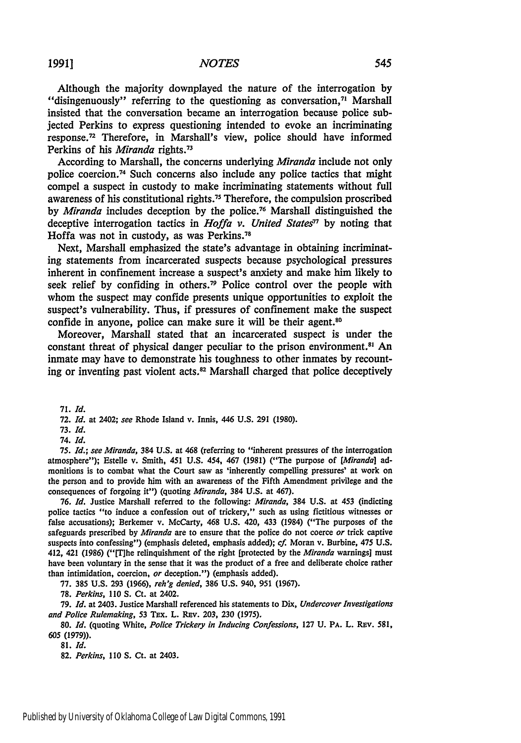Although the majority downplayed the nature of the interrogation by "disingenuously" referring to the questioning as conversation,[71] Marshall insisted that the conversation became an interrogation because police subjected Perkins to express questioning intended to evoke an incriminating response.[72] Therefore, in Marshall's view, police should have informed Perkins of his *Miranda* rights.[73]

According to Marshall, the concerns underlying *Miranda* include not only police coercion.[74] Such concerns also include any police tactics that might compel a suspect in custody to make incriminating statements without full awareness of his constitutional rights.[75] Therefore, the compulsion proscribed by *Miranda* includes deception by the police.[76] Marshall distinguished the deceptive interrogation tactics in *Hoffa v. United States*[77] by noting that Hoffa was not in custody, as was Perkins.[78]

Next, Marshall emphasized the state's advantage in obtaining incriminating statements from incarcerated suspects because psychological pressures inherent in confinement increase a suspect's anxiety and make him likely to seek relief by confiding in others.[79] Police control over the people with whom the suspect may confide presents unique opportunities to exploit the suspect's vulnerability. Thus, if pressures of confinement make the suspect confide in anyone, police can make sure it will be their agent.[80]

Moreover, Marshall stated that an incarcerated suspect is under the constant threat of physical danger peculiar to the prison environment.[81] An inmate may have to demonstrate his toughness to other inmates by recounting or inventing past violent acts.[82] Marshall charged that police deceptively

71. *Id.*

72. *Id.* at 2402; *see* Rhode Island v. Innis, 446 U.S. 291 (1980).

73. *Id.*

74. *Id.*

75. *Id.*; *see Miranda*, 384 U.S. at 468 (referring to "inherent pressures of the interrogation atmosphere"); Estelle v. Smith, 451 U.S. 454, 467 (1981) ("The purpose of [*Miranda*] admonitions is to combat what the Court saw as 'inherently compelling pressures' at work on the person and to provide him with an awareness of the Fifth Amendment privilege and the consequences of forgoing it") (quoting *Miranda*, 384 U.S. at 467).

76. *Id.* Justice Marshall referred to the following: *Miranda*, 384 U.S. at 453 (indicting police tactics "to induce a confession out of trickery," such as using fictitious witnesses or false accusations); Berkemer v. McCarty, 468 U.S. 420, 433 (1984) ("The purposes of the safeguards prescribed by *Miranda* are to ensure that the police do not coerce *or* trick captive suspects into confessing") (emphasis deleted, emphasis added); *cf.* Moran v. Burbine, 475 U.S. 412, 421 (1986) ("[T]he relinquishment of the right [protected by the *Miranda* warnings] must have been voluntary in the sense that it was the product of a free and deliberate choice rather than intimidation, coercion, *or* deception.") (emphasis added).

77. 385 U.S. 293 (1966), *reh'g denied*, 386 U.S. 940, 951 (1967).

78. *Perkins*, 110 S. Ct. at 2402.

79. *Id.* at 2403. Justice Marshall referenced his statements to Dix, *Undercover Investigations and Police Rulemaking*, 53 TEX. L. REV. 203, 230 (1975).

80. *Id.* (quoting White, *Police Trickery in Inducing Confessions*, 127 U. PA. L. REV. 581, 605 (1979)).

81. *Id.*

82. *Perkins*, 110 S. Ct. at 2403.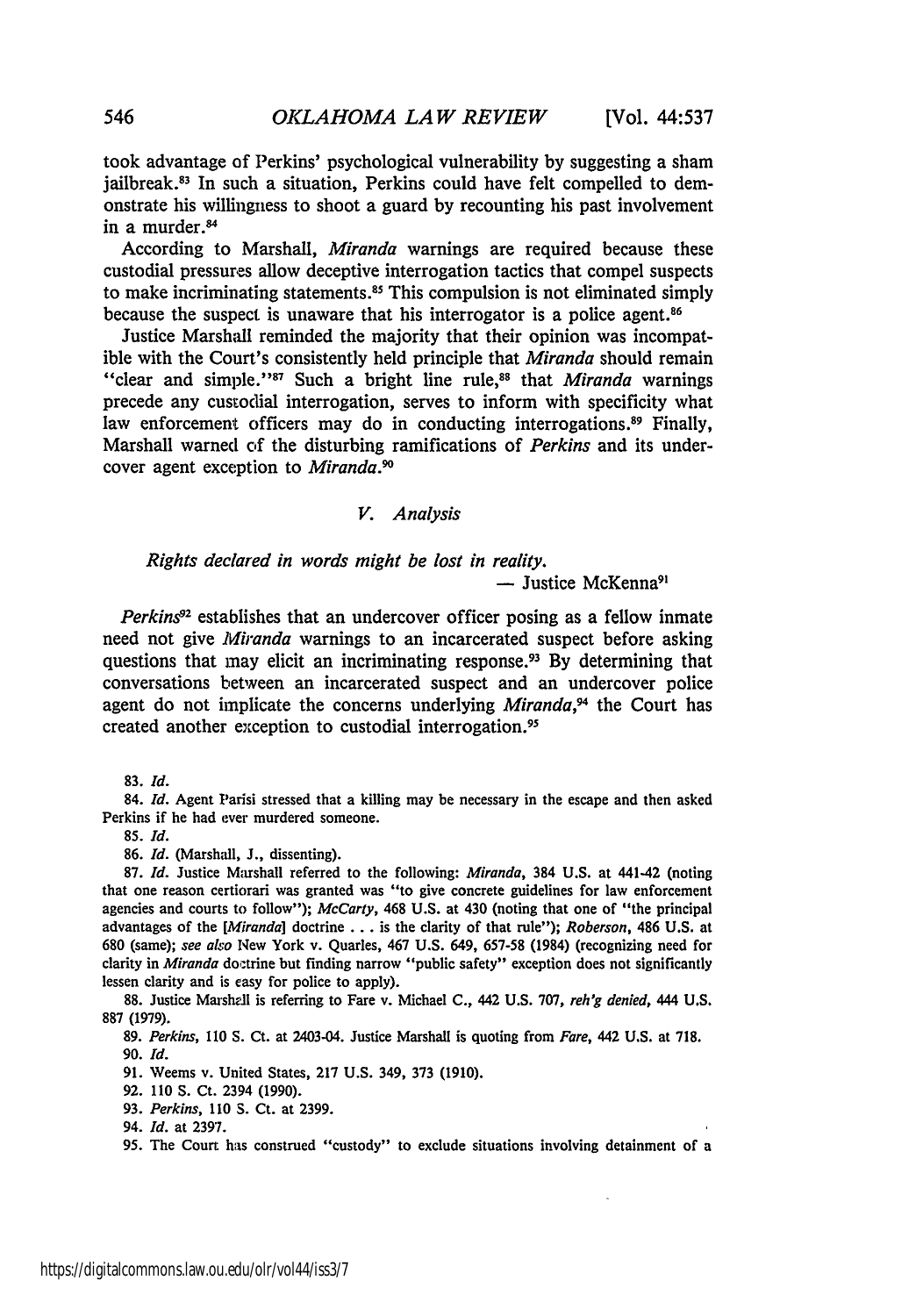took advantage of Perkins' psychological vulnerability by suggesting a sham jailbreak.[83] In such a situation, Perkins could have felt compelled to demonstrate his willingness to shoot a guard by recounting his past involvement in a murder.[84]

According to Marshall, *Miranda* warnings are required because these custodial pressures allow deceptive interrogation tactics that compel suspects to make incriminating statements.[85] This compulsion is not eliminated simply because the suspect is unaware that his interrogator is a police agent.[86]

Justice Marshall reminded the majority that their opinion was incompatible with the Court's consistently held principle that *Miranda* should remain "clear and simple."[87] Such a bright line rule,[88] that *Miranda* warnings precede any custodial interrogation, serves to inform with specificity what law enforcement officers may do in conducting interrogations.[89] Finally, Marshall warned of the disturbing ramifications of *Perkins* and its undercover agent exception to *Miranda*.[90]

## *V. Analysis*

*Rights declared in words might be lost in reality.*

— Justice McKenna[91]

*Perkins*[92] establishes that an undercover officer posing as a fellow inmate need not give *Miranda* warnings to an incarcerated suspect before asking questions that may elicit an incriminating response.[93] By determining that conversations between an incarcerated suspect and an undercover police agent do not implicate the concerns underlying *Miranda*,[94] the Court has created another exception to custodial interrogation.[95]

---

83. *Id.*

84. *Id.* Agent Parisi stressed that a killing may be necessary in the escape and then asked Perkins if he had ever murdered someone.

85. *Id.*

86. *Id.* (Marshall, J., dissenting).

87. *Id.* Justice Marshall referred to the following: *Miranda*, 384 U.S. at 441-42 (noting that one reason certiorari was granted was "to give concrete guidelines for law enforcement agencies and courts to follow"); *McCarty*, 468 U.S. at 430 (noting that one of "the principal advantages of the [*Miranda*] doctrine . . . is the clarity of that rule"); *Roberson*, 486 U.S. at 680 (same); *see also* New York v. Quarles, 467 U.S. 649, 657-58 (1984) (recognizing need for clarity in *Miranda* doctrine but finding narrow "public safety" exception does not significantly lessen clarity and is easy for police to apply).

88. Justice Marshall is referring to Fare v. Michael C., 442 U.S. 707, *reh'g denied*, 444 U.S. 887 (1979).

89. *Perkins*, 110 S. Ct. at 2403-04. Justice Marshall is quoting from *Fare*, 442 U.S. at 718.

90. *Id.*

91. Weems v. United States, 217 U.S. 349, 373 (1910).

92. 110 S. Ct. 2394 (1990).

93. *Perkins*, 110 S. Ct. at 2399.

94. *Id.* at 2397.

95. The Court has construed "custody" to exclude situations involving detainment of a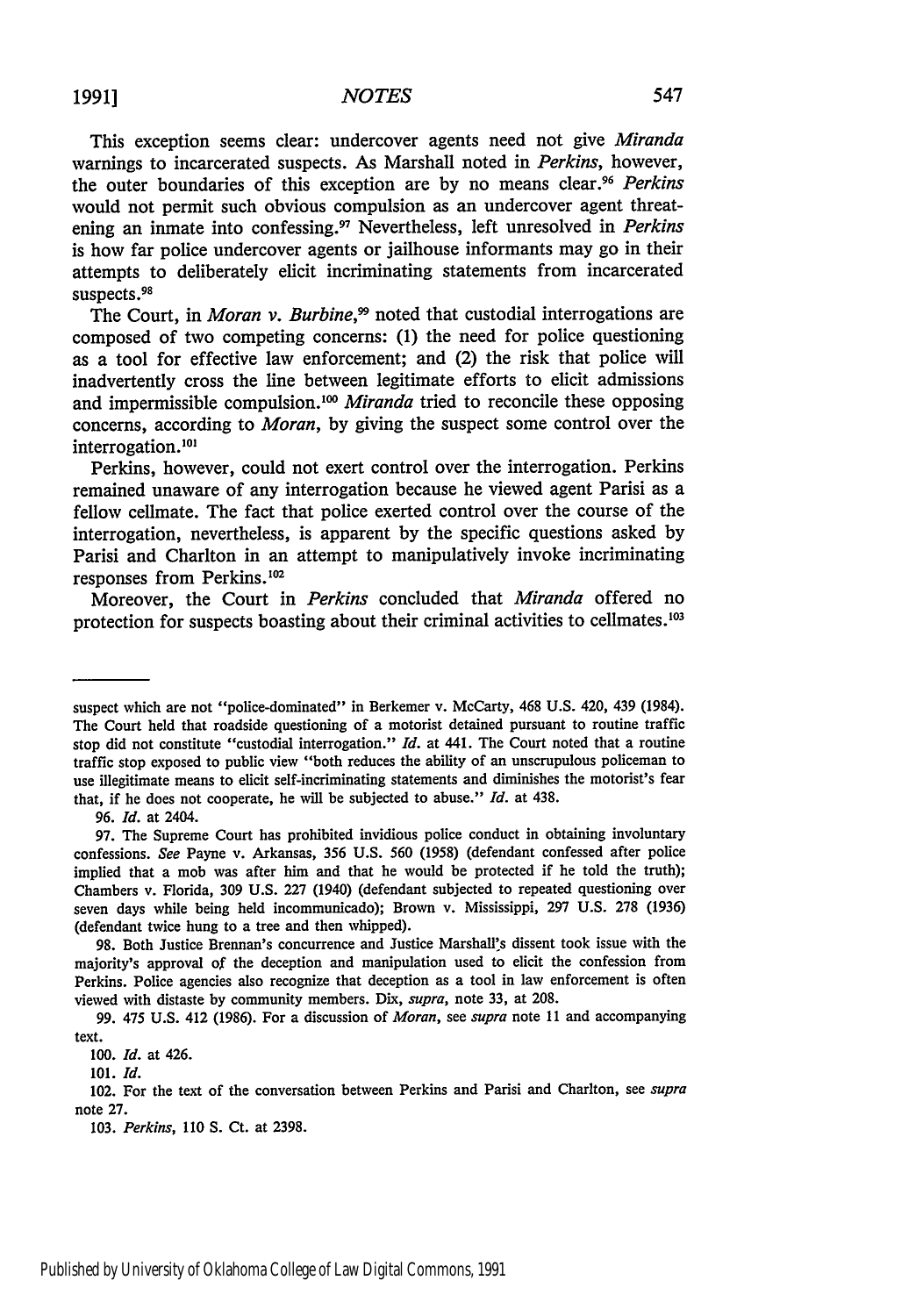This exception seems clear: undercover agents need not give *Miranda* warnings to incarcerated suspects. As Marshall noted in *Perkins*, however, the outer boundaries of this exception are by no means clear.[96] *Perkins* would not permit such obvious compulsion as an undercover agent threatening an inmate into confessing.[97] Nevertheless, left unresolved in *Perkins* is how far police undercover agents or jailhouse informants may go in their attempts to deliberately elicit incriminating statements from incarcerated suspects.[98]

The Court, in *Moran v. Burbine*,[99] noted that custodial interrogations are composed of two competing concerns: (1) the need for police questioning as a tool for effective law enforcement; and (2) the risk that police will inadvertently cross the line between legitimate efforts to elicit admissions and impermissible compulsion.[100] *Miranda* tried to reconcile these opposing concerns, according to *Moran*, by giving the suspect some control over the interrogation.[101]

Perkins, however, could not exert control over the interrogation. Perkins remained unaware of any interrogation because he viewed agent Parisi as a fellow cellmate. The fact that police exerted control over the course of the interrogation, nevertheless, is apparent by the specific questions asked by Parisi and Charlton in an attempt to manipulatively invoke incriminating responses from Perkins.[102]

Moreover, the Court in *Perkins* concluded that *Miranda* offered no protection for suspects boasting about their criminal activities to cellmates.[103]

---

suspect which are not "police-dominated" in Berkemer v. McCarty, 468 U.S. 420, 439 (1984). The Court held that roadside questioning of a motorist detained pursuant to routine traffic stop did not constitute "custodial interrogation." *Id.* at 441. The Court noted that a routine traffic stop exposed to public view "both reduces the ability of an unscrupulous policeman to use illegitimate means to elicit self-incriminating statements and diminishes the motorist's fear that, if he does not cooperate, he will be subjected to abuse." *Id.* at 438.

96. *Id.* at 2404.

97. The Supreme Court has prohibited invidious police conduct in obtaining involuntary confessions. *See* Payne v. Arkansas, 356 U.S. 560 (1958) (defendant confessed after police implied that a mob was after him and that he would be protected if he told the truth); Chambers v. Florida, 309 U.S. 227 (1940) (defendant subjected to repeated questioning over seven days while being held incommunicado); Brown v. Mississippi, 297 U.S. 278 (1936) (defendant twice hung to a tree and then whipped).

98. Both Justice Brennan's concurrence and Justice Marshall's dissent took issue with the majority's approval of the deception and manipulation used to elicit the confession from Perkins. Police agencies also recognize that deception as a tool in law enforcement is often viewed with distaste by community members. Dix, *supra*, note 33, at 208.

99. 475 U.S. 412 (1986). For a discussion of *Moran*, see *supra* note 11 and accompanying text.

100. *Id.* at 426.

101. *Id.*

102. For the text of the conversation between Perkins and Parisi and Charlton, see *supra* note 27.

103. *Perkins*, 110 S. Ct. at 2398.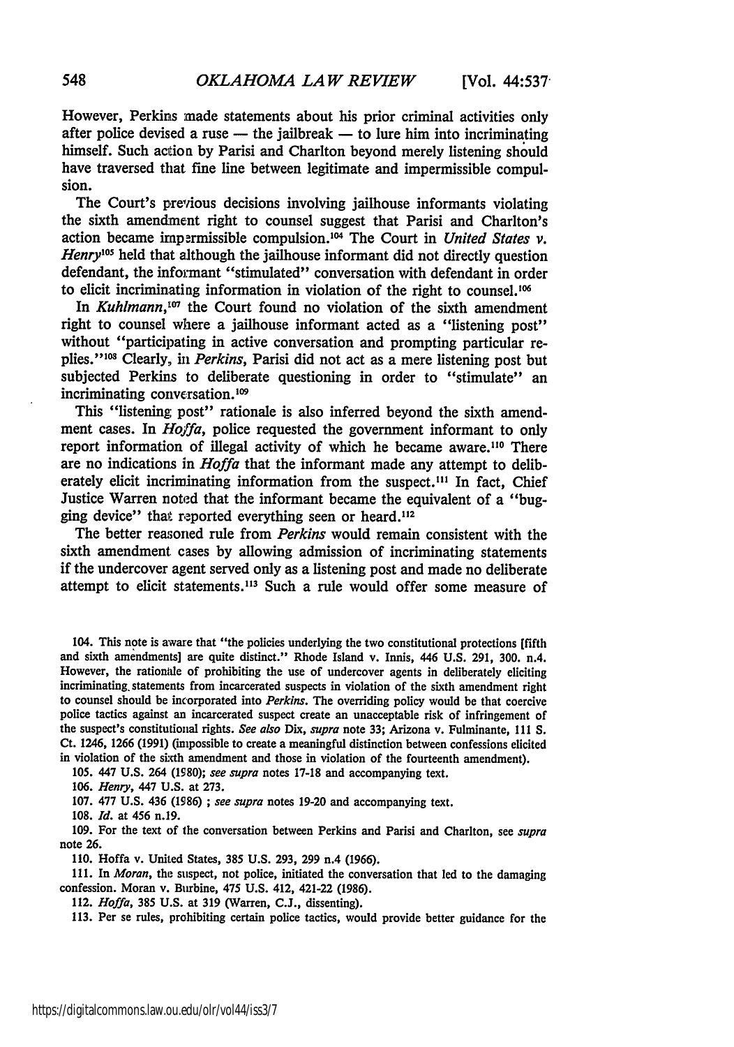However, Perkins made statements about his prior criminal activities only after police devised a ruse — the jailbreak — to lure him into incriminating himself. Such action by Parisi and Charlton beyond merely listening should have traversed that fine line between legitimate and impermissible compulsion.

The Court's previous decisions involving jailhouse informants violating the sixth amendment right to counsel suggest that Parisi and Charlton's action became impermissible compulsion.[104] The Court in *United States v. Henry*[105] held that although the jailhouse informant did not directly question defendant, the informant "stimulated" conversation with defendant in order to elicit incriminating information in violation of the right to counsel.[106]

In *Kuhlmann*,[107] the Court found no violation of the sixth amendment right to counsel where a jailhouse informant acted as a "listening post" without "participating in active conversation and prompting particular replies."[108] Clearly, in *Perkins*, Parisi did not act as a mere listening post but subjected Perkins to deliberate questioning in order to "stimulate" an incriminating conversation.[109]

This "listening post" rationale is also inferred beyond the sixth amendment cases. In *Hoffa*, police requested the government informant to only report information of illegal activity of which he became aware.[110] There are no indications in *Hoffa* that the informant made any attempt to deliberately elicit incriminating information from the suspect.[111] In fact, Chief Justice Warren noted that the informant became the equivalent of a "bugging device" that reported everything seen or heard.[112]

The better reasoned rule from *Perkins* would remain consistent with the sixth amendment cases by allowing admission of incriminating statements if the undercover agent served only as a listening post and made no deliberate attempt to elicit statements.[113] Such a rule would offer some measure of

---

104. This note is aware that "the policies underlying the two constitutional protections [fifth and sixth amendments] are quite distinct." Rhode Island v. Innis, 446 U.S. 291, 300. n.4. However, the rationale of prohibiting the use of undercover agents in deliberately eliciting incriminating statements from incarcerated suspects in violation of the sixth amendment right to counsel should be incorporated into *Perkins*. The overriding policy would be that coercive police tactics against an incarcerated suspect create an unacceptable risk of infringement of the suspect's constitutional rights. *See also* Dix, *supra* note 33; Arizona v. Fulminante, 111 S. Ct. 1246, 1266 (1991) (impossible to create a meaningful distinction between confessions elicited in violation of the sixth amendment and those in violation of the fourteenth amendment).

105. 447 U.S. 264 (1980); *see supra* notes 17-18 and accompanying text.

106. *Henry*, 447 U.S. at 273.

107. 477 U.S. 436 (1986) ; *see supra* notes 19-20 and accompanying text.

108. *Id.* at 456 n.19.

109. For the text of the conversation between Perkins and Parisi and Charlton, see *supra* note 26.

110. Hoffa v. United States, 385 U.S. 293, 299 n.4 (1966).

111. In *Moran*, the suspect, not police, initiated the conversation that led to the damaging confession. Moran v. Burbine, 475 U.S. 412, 421-22 (1986).

112. *Hoffa*, 385 U.S. at 319 (Warren, C.J., dissenting).

113. Per se rules, prohibiting certain police tactics, would provide better guidance for the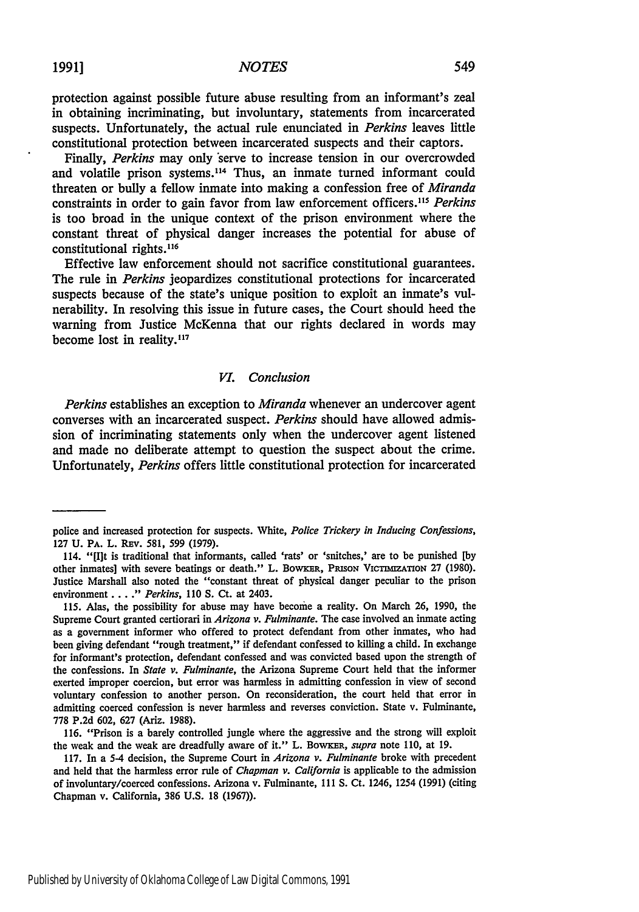protection against possible future abuse resulting from an informant's zeal in obtaining incriminating, but involuntary, statements from incarcerated suspects. Unfortunately, the actual rule enunciated in *Perkins* leaves little constitutional protection between incarcerated suspects and their captors.

Finally, *Perkins* may only serve to increase tension in our overcrowded and volatile prison systems.[114] Thus, an inmate turned informant could threaten or bully a fellow inmate into making a confession free of *Miranda* constraints in order to gain favor from law enforcement officers.[115] *Perkins* is too broad in the unique context of the prison environment where the constant threat of physical danger increases the potential for abuse of constitutional rights.[116]

Effective law enforcement should not sacrifice constitutional guarantees. The rule in *Perkins* jeopardizes constitutional protections for incarcerated suspects because of the state's unique position to exploit an inmate's vulnerability. In resolving this issue in future cases, the Court should heed the warning from Justice McKenna that our rights declared in words may become lost in reality.[117]

### *VI. Conclusion*

*Perkins* establishes an exception to *Miranda* whenever an undercover agent converses with an incarcerated suspect. *Perkins* should have allowed admission of incriminating statements only when the undercover agent listened and made no deliberate attempt to question the suspect about the crime. Unfortunately, *Perkins* offers little constitutional protection for incarcerated

---

police and increased protection for suspects. White, *Police Trickery in Inducing Confessions*, 127 U. PA. L. REV. 581, 599 (1979).

114. "[I]t is traditional that informants, called 'rats' or 'snitches,' are to be punished [by other inmates] with severe beatings or death." L. BOWKER, PRISON VICTIMIZATION 27 (1980). Justice Marshall also noted the "constant threat of physical danger peculiar to the prison environment . . . ." *Perkins*, 110 S. Ct. at 2403.

115. Alas, the possibility for abuse may have become a reality. On March 26, 1990, the Supreme Court granted certiorari in *Arizona v. Fulminante*. The case involved an inmate acting as a government informer who offered to protect defendant from other inmates, who had been giving defendant "rough treatment," if defendant confessed to killing a child. In exchange for informant's protection, defendant confessed and was convicted based upon the strength of the confessions. In *State v. Fulminante*, the Arizona Supreme Court held that the informer exerted improper coercion, but error was harmless in admitting confession in view of second voluntary confession to another person. On reconsideration, the court held that error in admitting coerced confession is never harmless and reverses conviction. State v. Fulminante, 778 P.2d 602, 627 (Ariz. 1988).

116. "Prison is a barely controlled jungle where the aggressive and the strong will exploit the weak and the weak are dreadfully aware of it." L. BOWKER, *supra* note 110, at 19.

117. In a 5-4 decision, the Supreme Court in *Arizona v. Fulminante* broke with precedent and held that the harmless error rule of *Chapman v. California* is applicable to the admission of involuntary/coerced confessions. Arizona v. Fulminante, 111 S. Ct. 1246, 1254 (1991) (citing Chapman v. California, 386 U.S. 18 (1967)).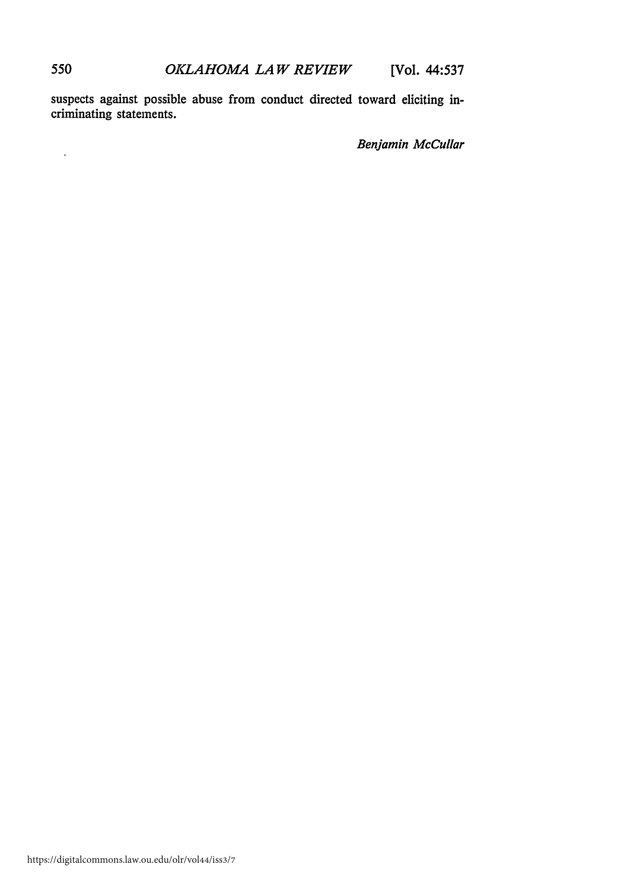suspects against possible abuse from conduct directed toward eliciting incriminating statements.

*Benjamin McCullar*